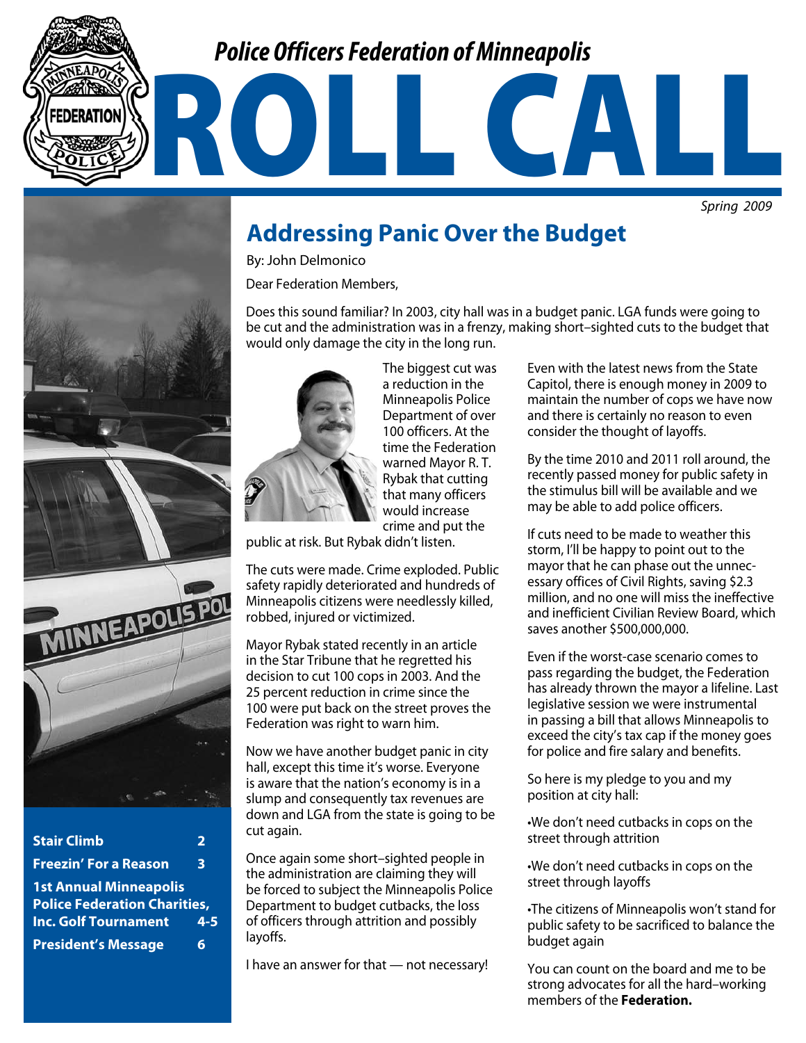# Police Officers Federation of Minneapolis

# ROLL CALL

*Spring 2009*

| | |
|---|---|
| **Stair Climb** | **2** |
| **Freezin' For a Reason** | **3** |
| **1st Annual Minneapolis Police Federation Charities, Inc. Golf Tournament** | **4-5** |
| **President's Message** | **6** |

## Addressing Panic Over the Budget

By: John Delmonico

Dear Federation Members,

Does this sound familiar? In 2003, city hall was in a budget panic. LGA funds were going to be cut and the administration was in a frenzy, making short–sighted cuts to the budget that would only damage the city in the long run.

The biggest cut was a reduction in the Minneapolis Police Department of over 100 officers. At the time the Federation warned Mayor R. T. Rybak that cutting that many officers would increase crime and put the public at risk. But Rybak didn't listen.

The cuts were made. Crime exploded. Public safety rapidly deteriorated and hundreds of Minneapolis citizens were needlessly killed, robbed, injured or victimized.

Mayor Rybak stated recently in an article in the Star Tribune that he regretted his decision to cut 100 cops in 2003. And the 25 percent reduction in crime since the 100 were put back on the street proves the Federation was right to warn him.

Now we have another budget panic in city hall, except this time it's worse. Everyone is aware that the nation's economy is in a slump and consequently tax revenues are down and LGA from the state is going to be cut again.

Once again some short–sighted people in the administration are claiming they will be forced to subject the Minneapolis Police Department to budget cutbacks, the loss of officers through attrition and possibly layoffs.

I have an answer for that — not necessary!

Even with the latest news from the State Capitol, there is enough money in 2009 to maintain the number of cops we have now and there is certainly no reason to even consider the thought of layoffs.

By the time 2010 and 2011 roll around, the recently passed money for public safety in the stimulus bill will be available and we may be able to add police officers.

If cuts need to be made to weather this storm, I'll be happy to point out to the mayor that he can phase out the unnecessary offices of Civil Rights, saving $2.3 million, and no one will miss the ineffective and inefficient Civilian Review Board, which saves another $500,000,000.

Even if the worst-case scenario comes to pass regarding the budget, the Federation has already thrown the mayor a lifeline. Last legislative session we were instrumental in passing a bill that allows Minneapolis to exceed the city's tax cap if the money goes for police and fire salary and benefits.

So here is my pledge to you and my position at city hall:

- We don't need cutbacks in cops on the street through attrition
- We don't need cutbacks in cops on the street through layoffs
- The citizens of Minneapolis won't stand for public safety to be sacrificed to balance the budget again

You can count on the board and me to be strong advocates for all the hard–working members of the **Federation.**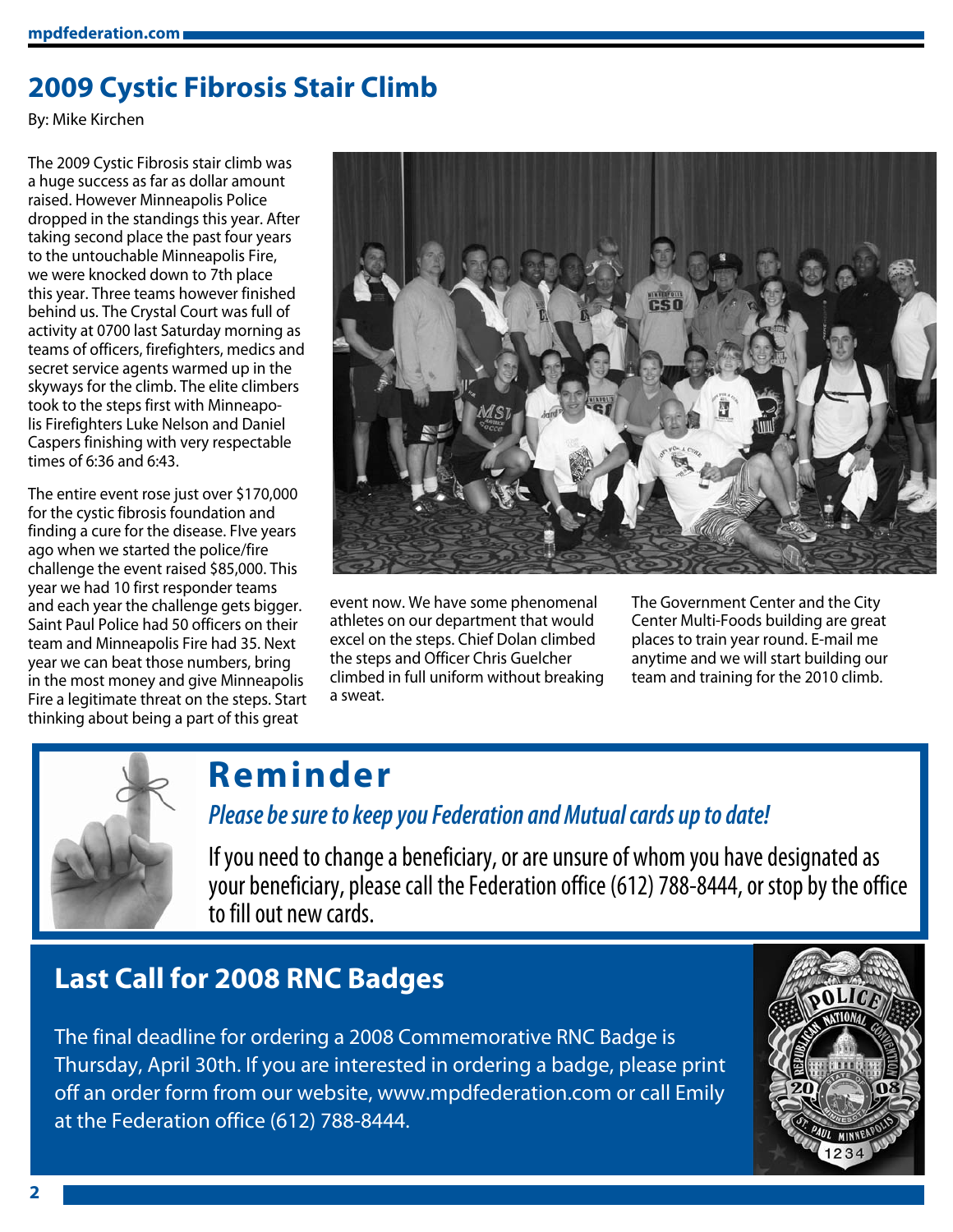## 2009 Cystic Fibrosis Stair Climb

By: Mike Kirchen

The 2009 Cystic Fibrosis stair climb was a huge success as far as dollar amount raised. However Minneapolis Police dropped in the standings this year. After taking second place the past four years to the untouchable Minneapolis Fire, we were knocked down to 7th place this year. Three teams however finished behind us. The Crystal Court was full of activity at 0700 last Saturday morning as teams of officers, firefighters, medics and secret service agents warmed up in the skyways for the climb. The elite climbers took to the steps first with Minneapolis Firefighters Luke Nelson and Daniel Caspers finishing with very respectable times of 6:36 and 6:43.

The entire event rose just over $170,000 for the cystic fibrosis foundation and finding a cure for the disease. FIve years ago when we started the police/fire challenge the event raised $85,000. This year we had 10 first responder teams and each year the challenge gets bigger. Saint Paul Police had 50 officers on their team and Minneapolis Fire had 35. Next year we can beat those numbers, bring in the most money and give Minneapolis Fire a legitimate threat on the steps. Start thinking about being a part of this great event now. We have some phenomenal athletes on our department that would excel on the steps. Chief Dolan climbed the steps and Officer Chris Guelcher climbed in full uniform without breaking a sweat.

The Government Center and the City Center Multi-Foods building are great places to train year round. E-mail me anytime and we will start building our team and training for the 2010 climb.

## Reminder

***Please be sure to keep you Federation and Mutual cards up to date!***

If you need to change a beneficiary, or are unsure of whom you have designated as your beneficiary, please call the Federation office (612) 788-8444, or stop by the office to fill out new cards.

## Last Call for 2008 RNC Badges

The final deadline for ordering a 2008 Commemorative RNC Badge is Thursday, April 30th. If you are interested in ordering a badge, please print off an order form from our website, www.mpdfederation.com or call Emily at the Federation office (612) 788-8444.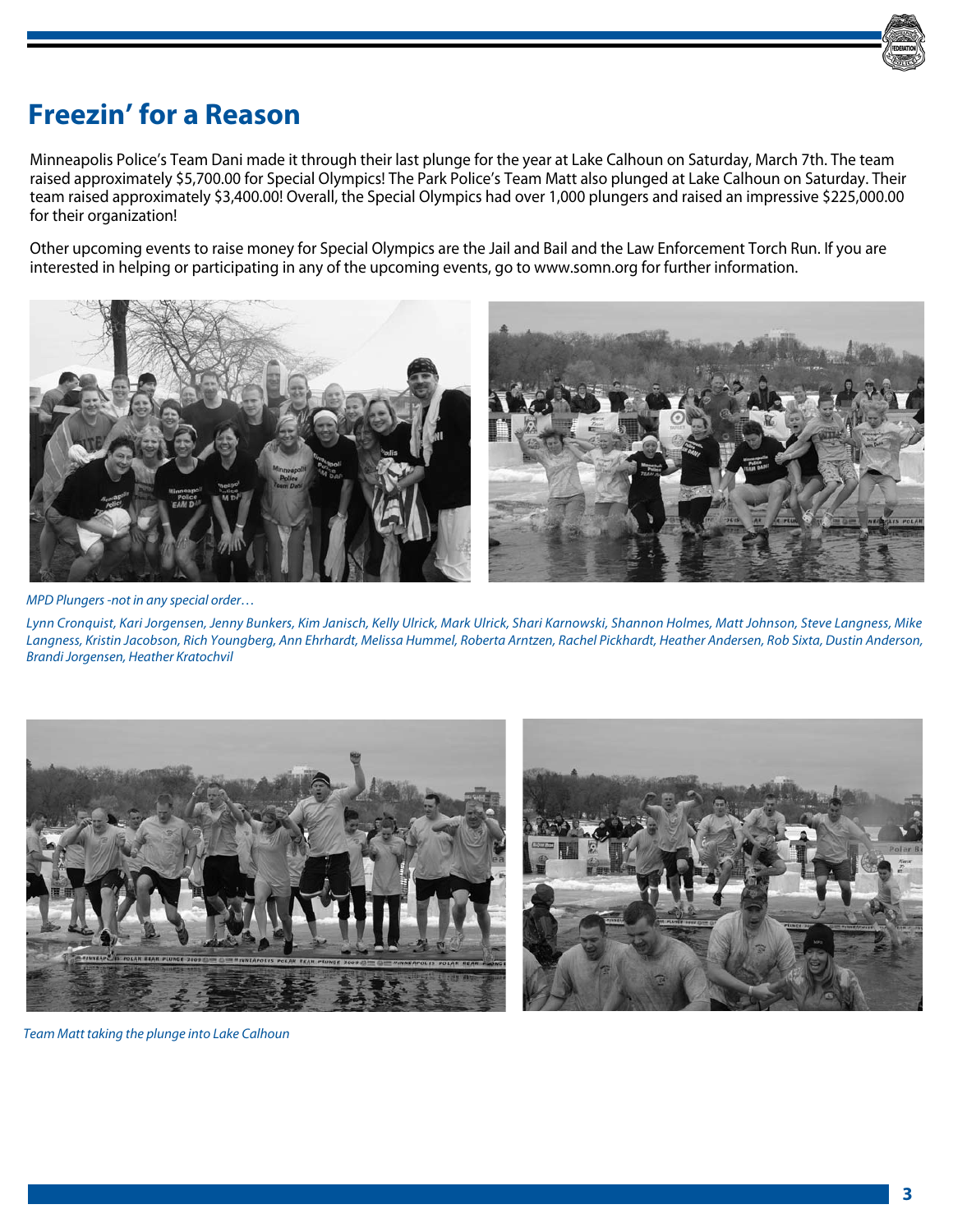# Freezin' for a Reason

Minneapolis Police's Team Dani made it through their last plunge for the year at Lake Calhoun on Saturday, March 7th. The team raised approximately $5,700.00 for Special Olympics! The Park Police's Team Matt also plunged at Lake Calhoun on Saturday. Their team raised approximately $3,400.00! Overall, the Special Olympics had over 1,000 plungers and raised an impressive $225,000.00 for their organization!

Other upcoming events to raise money for Special Olympics are the Jail and Bail and the Law Enforcement Torch Run. If you are interested in helping or participating in any of the upcoming events, go to www.somn.org for further information.

*MPD Plungers -not in any special order…*

*Lynn Cronquist, Kari Jorgensen, Jenny Bunkers, Kim Janisch, Kelly Ulrick, Mark Ulrick, Shari Karnowski, Shannon Holmes, Matt Johnson, Steve Langness, Mike Langness, Kristin Jacobson, Rich Youngberg, Ann Ehrhardt, Melissa Hummel, Roberta Arntzen, Rachel Pickhardt, Heather Andersen, Rob Sixta, Dustin Anderson, Brandi Jorgensen, Heather Kratochvil*

*Team Matt taking the plunge into Lake Calhoun*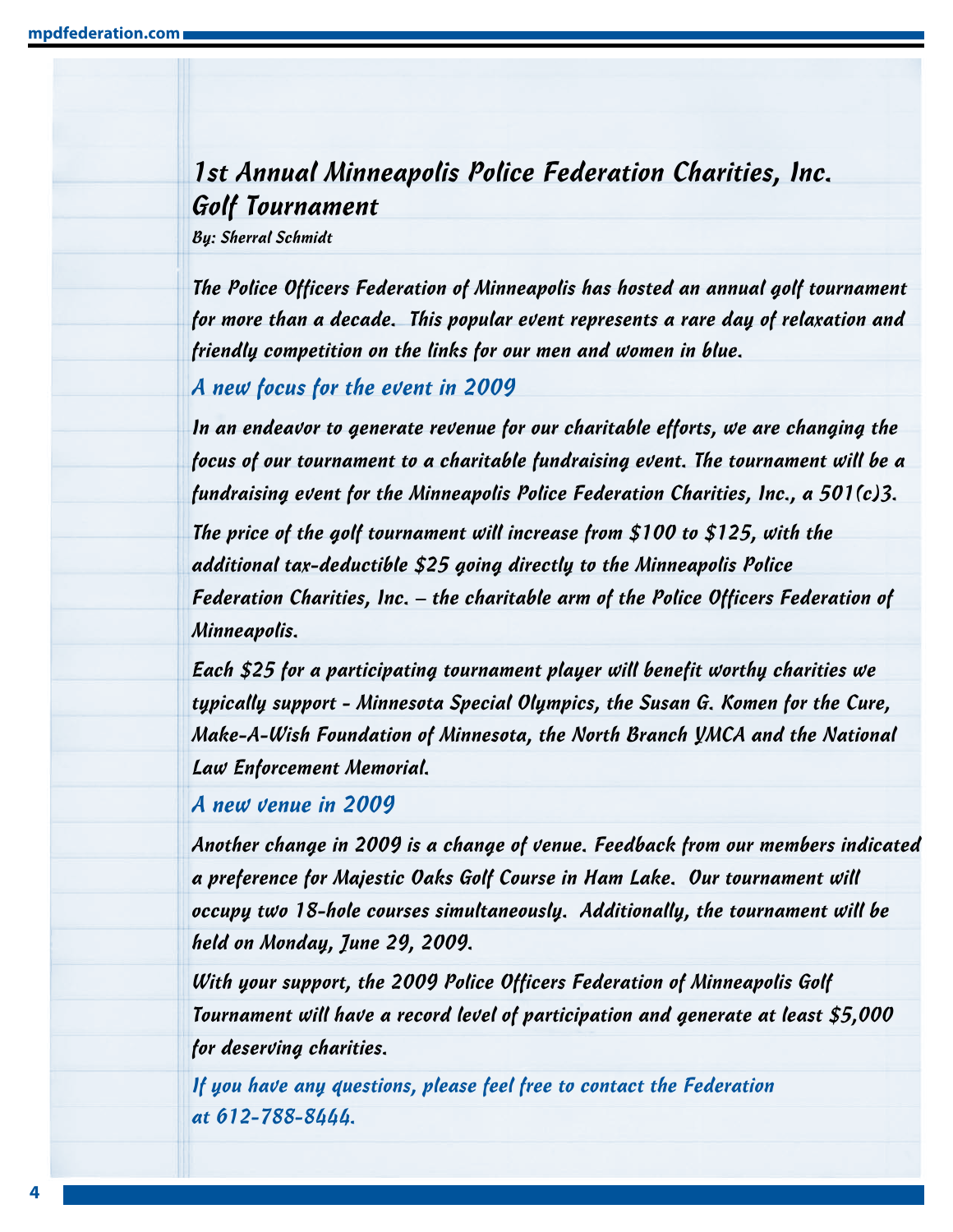# 1st Annual Minneapolis Police Federation Charities, Inc. Golf Tournament

*By: Sherral Schmidt*

The Police Officers Federation of Minneapolis has hosted an annual golf tournament for more than a decade. This popular event represents a rare day of relaxation and friendly competition on the links for our men and women in blue.

## A new focus for the event in 2009

In an endeavor to generate revenue for our charitable efforts, we are changing the focus of our tournament to a charitable fundraising event. The tournament will be a fundraising event for the Minneapolis Police Federation Charities, Inc., a 501(c)3.

The price of the golf tournament will increase from $100 to $125, with the additional tax-deductible $25 going directly to the Minneapolis Police Federation Charities, Inc. – the charitable arm of the Police Officers Federation of Minneapolis.

Each $25 for a participating tournament player will benefit worthy charities we typically support - Minnesota Special Olympics, the Susan G. Komen for the Cure, Make-A-Wish Foundation of Minnesota, the North Branch YMCA and the National Law Enforcement Memorial.

## A new venue in 2009

Another change in 2009 is a change of venue. Feedback from our members indicated a preference for Majestic Oaks Golf Course in Ham Lake. Our tournament will occupy two 18-hole courses simultaneously. Additionally, the tournament will be held on Monday, June 29, 2009.

With your support, the 2009 Police Officers Federation of Minneapolis Golf Tournament will have a record level of participation and generate at least $5,000 for deserving charities.

If you have any questions, please feel free to contact the Federation at 612-788-8444.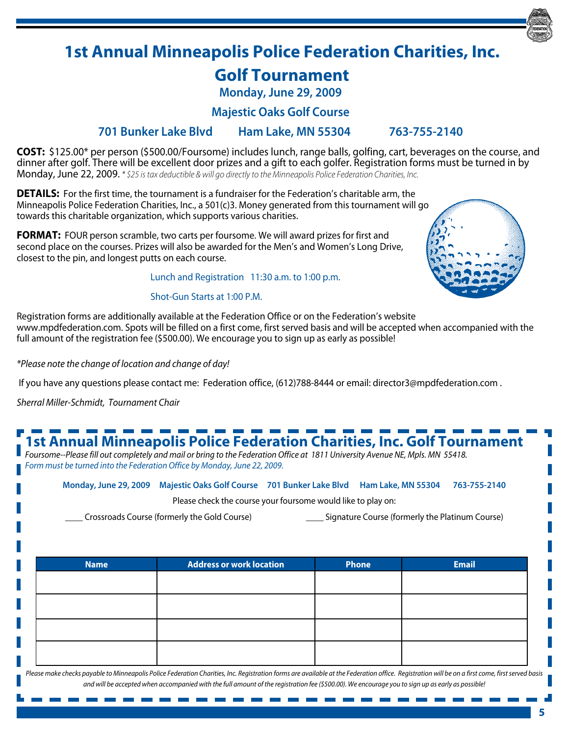# 1st Annual Minneapolis Police Federation Charities, Inc.

# Golf Tournament

**Monday, June 29, 2009**

**Majestic Oaks Golf Course**

**701 Bunker Lake Blvd     Ham Lake, MN 55304     763-755-2140**

**COST:** $125.00* per person ($500.00/Foursome) includes lunch, range balls, golfing, cart, beverages on the course, and dinner after golf. There will be excellent door prizes and a gift to each golfer. Registration forms must be turned in by Monday, June 22, 2009. *\* $25 is tax deductible & will go directly to the Minneapolis Police Federation Charities, Inc.*

**DETAILS:** For the first time, the tournament is a fundraiser for the Federation's charitable arm, the Minneapolis Police Federation Charities, Inc., a 501(c)3. Money generated from this tournament will go towards this charitable organization, which supports various charities.

**FORMAT:** FOUR person scramble, two carts per foursome. We will award prizes for first and second place on the courses. Prizes will also be awarded for the Men's and Women's Long Drive, closest to the pin, and longest putts on each course.

Lunch and Registration   11:30 a.m. to 1:00 p.m.

Shot-Gun Starts at 1:00 P.M.

Registration forms are additionally available at the Federation Office or on the Federation's website www.mpdfederation.com. Spots will be filled on a first come, first served basis and will be accepted when accompanied with the full amount of the registration fee ($500.00). We encourage you to sign up as early as possible!

*\*Please note the change of location and change of day!*

If you have any questions please contact me: Federation office, (612)788-8444 or email: director3@mpdfederation.com .

*Sherral Miller-Schmidt, Tournament Chair*

---

## 1st Annual Minneapolis Police Federation Charities, Inc. Golf Tournament

*Foursome--Please fill out completely and mail or bring to the Federation Office at 1811 University Avenue NE, Mpls. MN 55418.*
*Form must be turned into the Federation Office by Monday, June 22, 2009.*

**Monday, June 29, 2009   Majestic Oaks Golf Course   701 Bunker Lake Blvd   Ham Lake, MN 55304   763-755-2140**

Please check the course your foursome would like to play on:

____ Crossroads Course (formerly the Gold Course)     ____ Signature Course (formerly the Platinum Course)

| Name | Address or work location | Phone | Email |
|---|---|---|---|
| | | | |
| | | | |
| | | | |
| | | | |

*Please make checks payable to Minneapolis Police Federation Charities, Inc. Registration forms are available at the Federation office. Registration will be on a first come, first served basis and will be accepted when accompanied with the full amount of the registration fee ($500.00). We encourage you to sign up as early as possible!*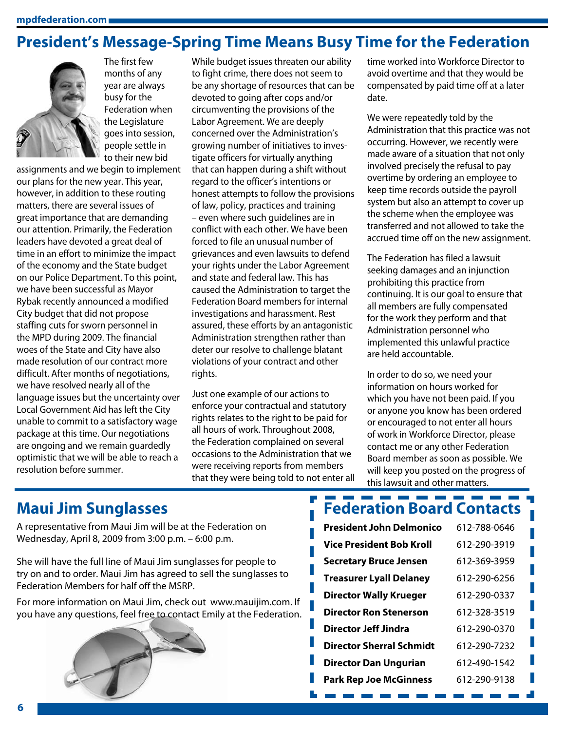## President's Message-Spring Time Means Busy Time for the Federation

The first few months of any year are always busy for the Federation when the Legislature goes into session, people settle in to their new bid assignments and we begin to implement our plans for the new year. This year, however, in addition to these routing matters, there are several issues of great importance that are demanding our attention. Primarily, the Federation leaders have devoted a great deal of time in an effort to minimize the impact of the economy and the State budget on our Police Department. To this point, we have been successful as Mayor Rybak recently announced a modified City budget that did not propose staffing cuts for sworn personnel in the MPD during 2009. The financial woes of the State and City have also made resolution of our contract more difficult. After months of negotiations, we have resolved nearly all of the language issues but the uncertainty over Local Government Aid has left the City unable to commit to a satisfactory wage package at this time. Our negotiations are ongoing and we remain guardedly optimistic that we will be able to reach a resolution before summer.

While budget issues threaten our ability to fight crime, there does not seem to be any shortage of resources that can be devoted to going after cops and/or circumventing the provisions of the Labor Agreement. We are deeply concerned over the Administration's growing number of initiatives to investigate officers for virtually anything that can happen during a shift without regard to the officer's intentions or honest attempts to follow the provisions of law, policy, practices and training – even where such guidelines are in conflict with each other. We have been forced to file an unusual number of grievances and even lawsuits to defend your rights under the Labor Agreement and state and federal law. This has caused the Administration to target the Federation Board members for internal investigations and harassment. Rest assured, these efforts by an antagonistic Administration strengthen rather than deter our resolve to challenge blatant violations of your contract and other rights.

Just one example of our actions to enforce your contractual and statutory rights relates to the right to be paid for all hours of work. Throughout 2008, the Federation complained on several occasions to the Administration that we were receiving reports from members that they were being told to not enter all time worked into Workforce Director to avoid overtime and that they would be compensated by paid time off at a later date.

We were repeatedly told by the Administration that this practice was not occurring. However, we recently were made aware of a situation that not only involved precisely the refusal to pay overtime by ordering an employee to keep time records outside the payroll system but also an attempt to cover up the scheme when the employee was transferred and not allowed to take the accrued time off on the new assignment.

The Federation has filed a lawsuit seeking damages and an injunction prohibiting this practice from continuing. It is our goal to ensure that all members are fully compensated for the work they perform and that Administration personnel who implemented this unlawful practice are held accountable.

In order to do so, we need your information on hours worked for which you have not been paid. If you or anyone you know has been ordered or encouraged to not enter all hours of work in Workforce Director, please contact me or any other Federation Board member as soon as possible. We will keep you posted on the progress of this lawsuit and other matters.

## Maui Jim Sunglasses

A representative from Maui Jim will be at the Federation on Wednesday, April 8, 2009 from 3:00 p.m. – 6:00 p.m.

She will have the full line of Maui Jim sunglasses for people to try on and to order. Maui Jim has agreed to sell the sunglasses to Federation Members for half off the MSRP.

For more information on Maui Jim, check out www.mauijim.com. If you have any questions, feel free to contact Emily at the Federation.

## Federation Board Contacts

| | |
|---|---|
| **President John Delmonico** | 612-788-0646 |
| **Vice President Bob Kroll** | 612-290-3919 |
| **Secretary Bruce Jensen** | 612-369-3959 |
| **Treasurer Lyall Delaney** | 612-290-6256 |
| **Director Wally Krueger** | 612-290-0337 |
| **Director Ron Stenerson** | 612-328-3519 |
| **Director Jeff Jindra** | 612-290-0370 |
| **Director Sherral Schmidt** | 612-290-7232 |
| **Director Dan Ungurian** | 612-490-1542 |
| **Park Rep Joe McGinness** | 612-290-9138 |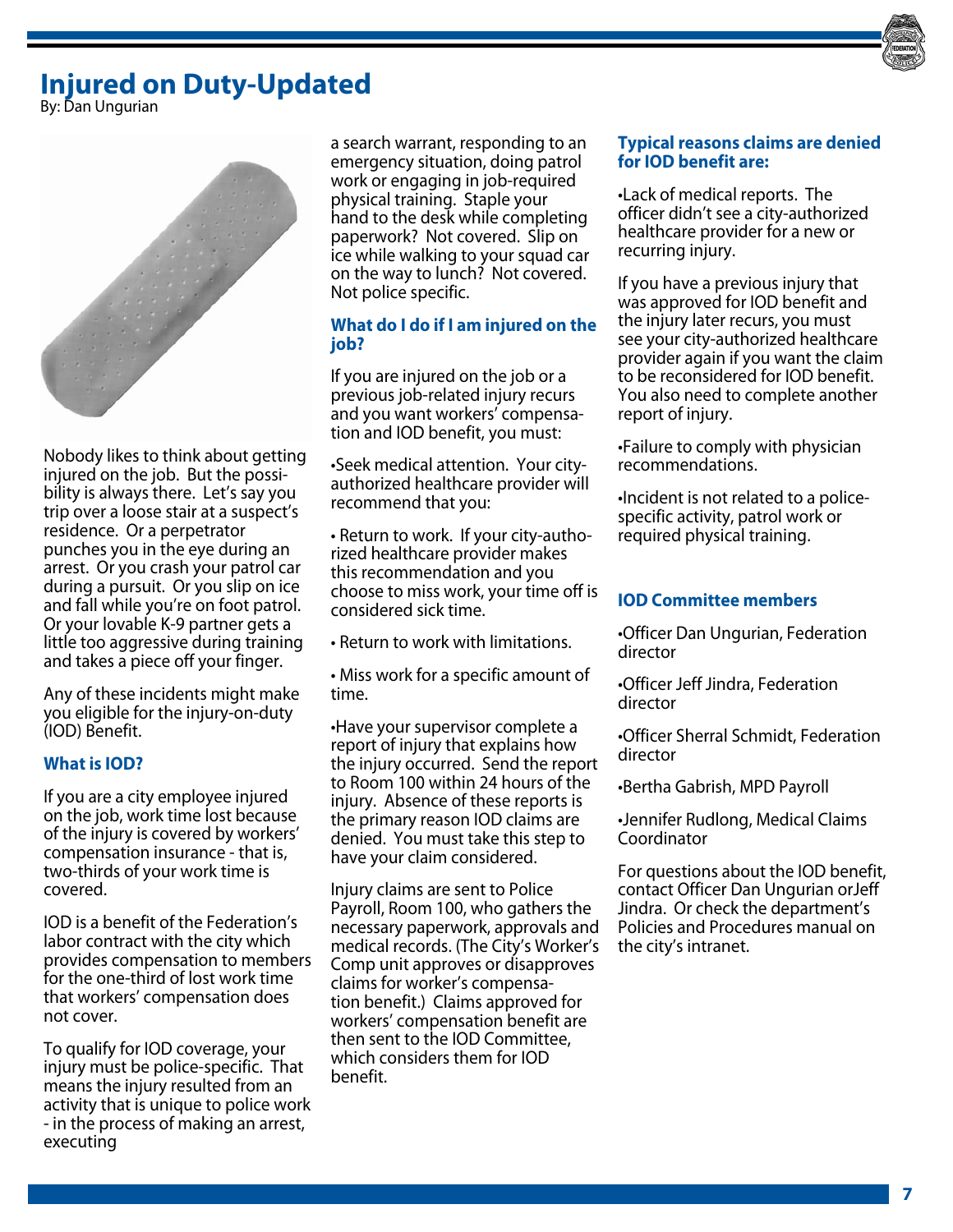# Injured on Duty-Updated

By: Dan Ungurian

Nobody likes to think about getting injured on the job. But the possibility is always there. Let's say you trip over a loose stair at a suspect's residence. Or a perpetrator punches you in the eye during an arrest. Or you crash your patrol car during a pursuit. Or you slip on ice and fall while you're on foot patrol. Or your lovable K-9 partner gets a little too aggressive during training and takes a piece off your finger.

Any of these incidents might make you eligible for the injury-on-duty (IOD) Benefit.

### What is IOD?

If you are a city employee injured on the job, work time lost because of the injury is covered by workers' compensation insurance - that is, two-thirds of your work time is covered.

IOD is a benefit of the Federation's labor contract with the city which provides compensation to members for the one-third of lost work time that workers' compensation does not cover.

To qualify for IOD coverage, your injury must be police-specific. That means the injury resulted from an activity that is unique to police work - in the process of making an arrest, executing a search warrant, responding to an emergency situation, doing patrol work or engaging in job-required physical training. Staple your hand to the desk while completing paperwork? Not covered. Slip on ice while walking to your squad car on the way to lunch? Not covered. Not police specific.

### What do I do if I am injured on the job?

If you are injured on the job or a previous job-related injury recurs and you want workers' compensation and IOD benefit, you must:

- Seek medical attention. Your city-authorized healthcare provider will recommend that you:
  - Return to work. If your city-authorized healthcare provider makes this recommendation and you choose to miss work, your time off is considered sick time.
  - Return to work with limitations.
  - Miss work for a specific amount of time.
- Have your supervisor complete a report of injury that explains how the injury occurred. Send the report to Room 100 within 24 hours of the injury. Absence of these reports is the primary reason IOD claims are denied. You must take this step to have your claim considered.

Injury claims are sent to Police Payroll, Room 100, who gathers the necessary paperwork, approvals and medical records. (The City's Worker's Comp unit approves or disapproves claims for worker's compensation benefit.) Claims approved for workers' compensation benefit are then sent to the IOD Committee, which considers them for IOD benefit.

### Typical reasons claims are denied for IOD benefit are:

- Lack of medical reports. The officer didn't see a city-authorized healthcare provider for a new or recurring injury.

If you have a previous injury that was approved for IOD benefit and the injury later recurs, you must see your city-authorized healthcare provider again if you want the claim to be reconsidered for IOD benefit. You also need to complete another report of injury.

- Failure to comply with physician recommendations.
- Incident is not related to a police-specific activity, patrol work or required physical training.

### IOD Committee members

- Officer Dan Ungurian, Federation director
- Officer Jeff Jindra, Federation director
- Officer Sherral Schmidt, Federation director
- Bertha Gabrish, MPD Payroll
- Jennifer Rudlong, Medical Claims Coordinator

For questions about the IOD benefit, contact Officer Dan Ungurian orJeff Jindra. Or check the department's Policies and Procedures manual on the city's intranet.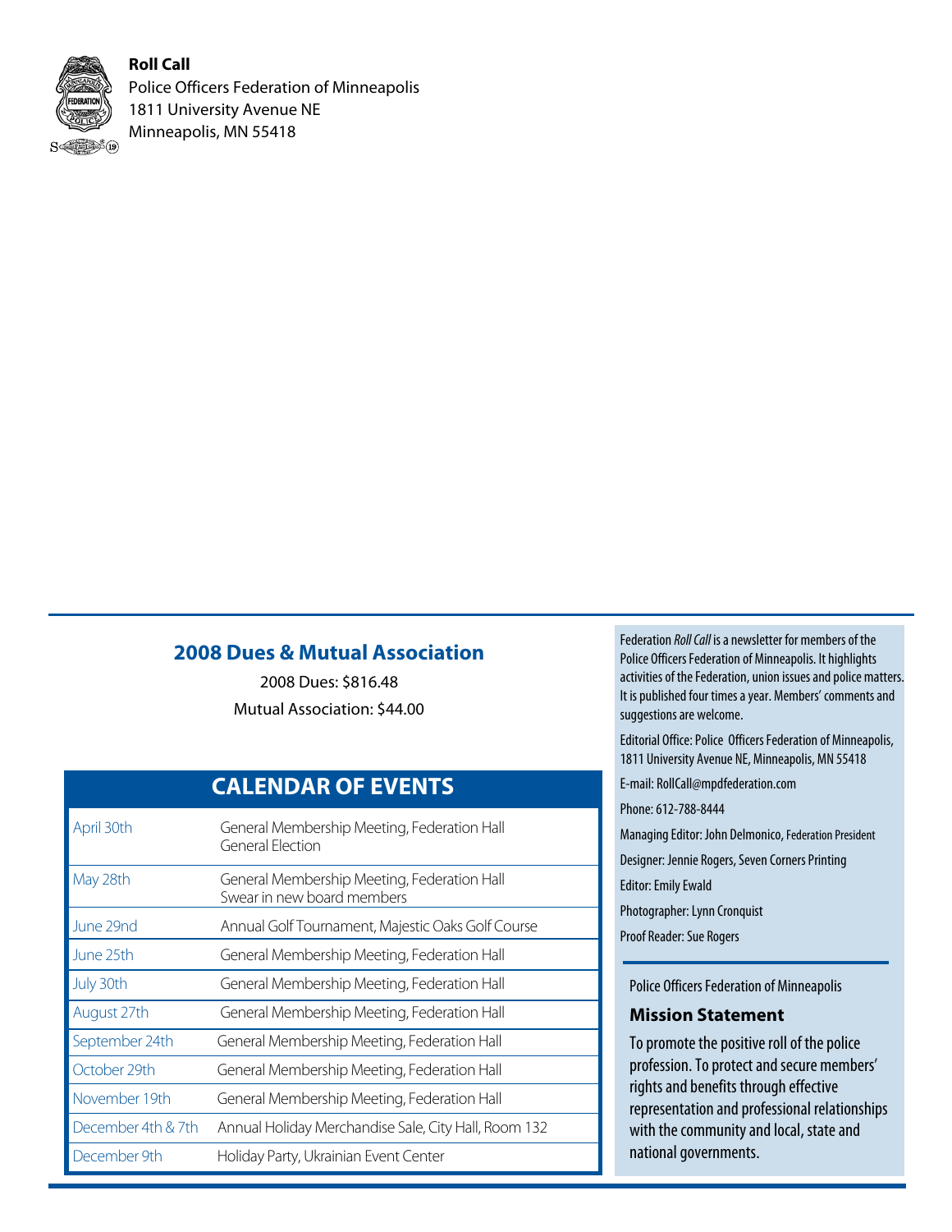**Roll Call**
Police Officers Federation of Minneapolis
1811 University Avenue NE
Minneapolis, MN 55418

## 2008 Dues & Mutual Association

2008 Dues: $816.48

Mutual Association: $44.00

## CALENDAR OF EVENTS

| | |
|---|---|
| April 30th | General Membership Meeting, Federation Hall<br>General Election |
| May 28th | General Membership Meeting, Federation Hall<br>Swear in new board members |
| June 29nd | Annual Golf Tournament, Majestic Oaks Golf Course |
| June 25th | General Membership Meeting, Federation Hall |
| July 30th | General Membership Meeting, Federation Hall |
| August 27th | General Membership Meeting, Federation Hall |
| September 24th | General Membership Meeting, Federation Hall |
| October 29th | General Membership Meeting, Federation Hall |
| November 19th | General Membership Meeting, Federation Hall |
| December 4th & 7th | Annual Holiday Merchandise Sale, City Hall, Room 132 |
| December 9th | Holiday Party, Ukrainian Event Center |

Federation *Roll Call* is a newsletter for members of the Police Officers Federation of Minneapolis. It highlights activities of the Federation, union issues and police matters. It is published four times a year. Members' comments and suggestions are welcome.

Editorial Office: Police Officers Federation of Minneapolis, 1811 University Avenue NE, Minneapolis, MN 55418

E-mail: RollCall@mpdfederation.com

Phone: 612-788-8444

Managing Editor: John Delmonico, Federation President

Designer: Jennie Rogers, Seven Corners Printing

Editor: Emily Ewald

Photographer: Lynn Cronquist

Proof Reader: Sue Rogers

Police Officers Federation of Minneapolis

### Mission Statement

To promote the positive roll of the police profession. To protect and secure members' rights and benefits through effective representation and professional relationships with the community and local, state and national governments.